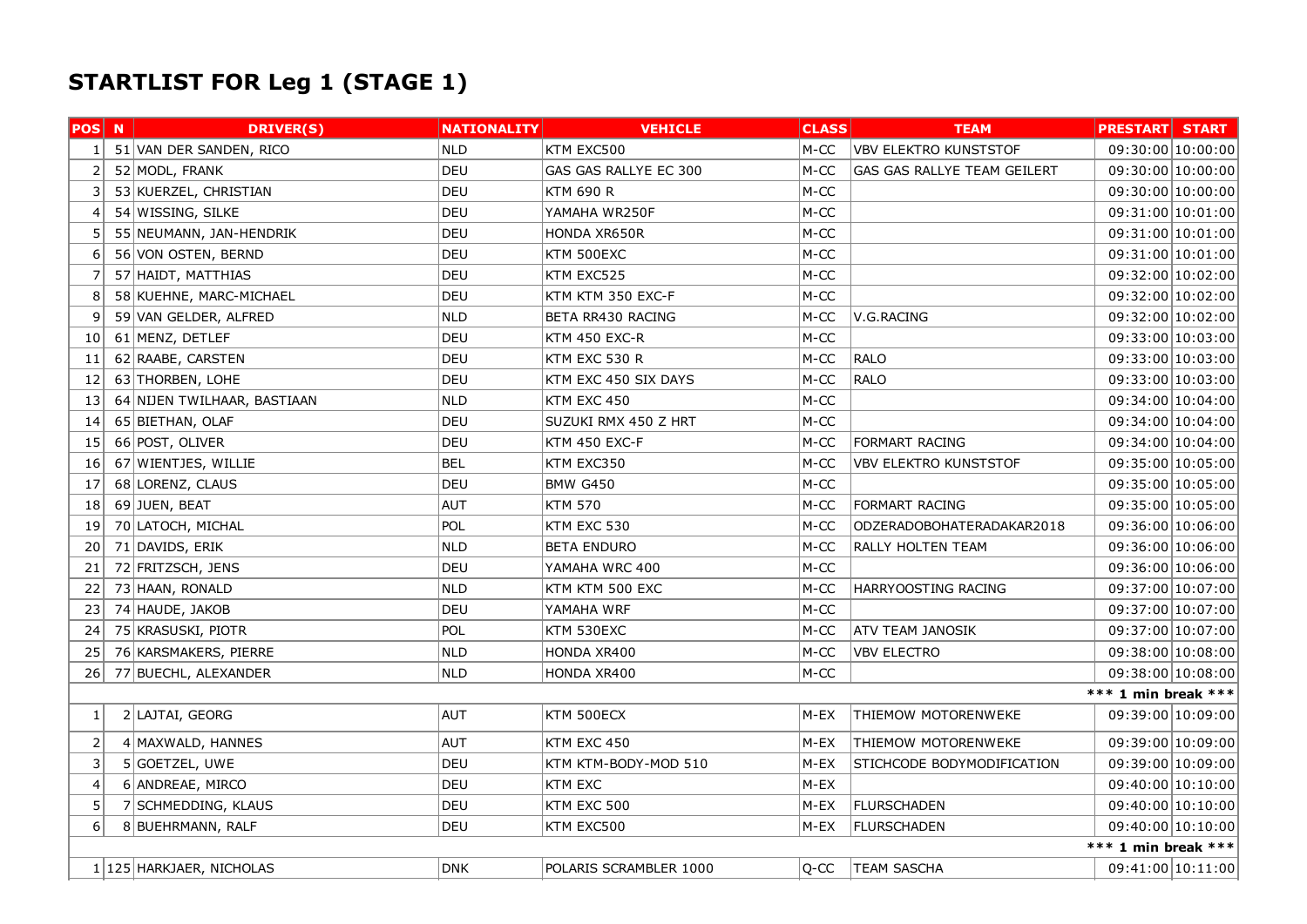# STARTLIST FOR Leg 1 (STAGE 1)

| POS | N | DRIVER(S) | NATIONALITY | VEHICLE | CLASS | TEAM | PRESTART | START |
|---|---|---|---|---|---|---|---|---|
| 1 | 51 | VAN DER SANDEN, RICO | NLD | KTM EXC500 | M-CC | VBV ELEKTRO KUNSTSTOF | 09:30:00 | 10:00:00 |
| 2 | 52 | MODL, FRANK | DEU | GAS GAS RALLYE EC 300 | M-CC | GAS GAS RALLYE TEAM GEILERT | 09:30:00 | 10:00:00 |
| 3 | 53 | KUERZEL, CHRISTIAN | DEU | KTM 690 R | M-CC | | 09:30:00 | 10:00:00 |
| 4 | 54 | WISSING, SILKE | DEU | YAMAHA WR250F | M-CC | | 09:31:00 | 10:01:00 |
| 5 | 55 | NEUMANN, JAN-HENDRIK | DEU | HONDA XR650R | M-CC | | 09:31:00 | 10:01:00 |
| 6 | 56 | VON OSTEN, BERND | DEU | KTM 500EXC | M-CC | | 09:31:00 | 10:01:00 |
| 7 | 57 | HAIDT, MATTHIAS | DEU | KTM EXC525 | M-CC | | 09:32:00 | 10:02:00 |
| 8 | 58 | KUEHNE, MARC-MICHAEL | DEU | KTM KTM 350 EXC-F | M-CC | | 09:32:00 | 10:02:00 |
| 9 | 59 | VAN GELDER, ALFRED | NLD | BETA RR430 RACING | M-CC | V.G.RACING | 09:32:00 | 10:02:00 |
| 10 | 61 | MENZ, DETLEF | DEU | KTM 450 EXC-R | M-CC | | 09:33:00 | 10:03:00 |
| 11 | 62 | RAABE, CARSTEN | DEU | KTM EXC 530 R | M-CC | RALO | 09:33:00 | 10:03:00 |
| 12 | 63 | THORBEN, LOHE | DEU | KTM EXC 450 SIX DAYS | M-CC | RALO | 09:33:00 | 10:03:00 |
| 13 | 64 | NIJEN TWILHAAR, BASTIAAN | NLD | KTM EXC 450 | M-CC | | 09:34:00 | 10:04:00 |
| 14 | 65 | BIETHAN, OLAF | DEU | SUZUKI RMX 450 Z HRT | M-CC | | 09:34:00 | 10:04:00 |
| 15 | 66 | POST, OLIVER | DEU | KTM 450 EXC-F | M-CC | FORMART RACING | 09:34:00 | 10:04:00 |
| 16 | 67 | WIENTJES, WILLIE | BEL | KTM EXC350 | M-CC | VBV ELEKTRO KUNSTSTOF | 09:35:00 | 10:05:00 |
| 17 | 68 | LORENZ, CLAUS | DEU | BMW G450 | M-CC | | 09:35:00 | 10:05:00 |
| 18 | 69 | JUEN, BEAT | AUT | KTM 570 | M-CC | FORMART RACING | 09:35:00 | 10:05:00 |
| 19 | 70 | LATOCH, MICHAL | POL | KTM EXC 530 | M-CC | ODZERADOBOHATERADAKAR2018 | 09:36:00 | 10:06:00 |
| 20 | 71 | DAVIDS, ERIK | NLD | BETA ENDURO | M-CC | RALLY HOLTEN TEAM | 09:36:00 | 10:06:00 |
| 21 | 72 | FRITZSCH, JENS | DEU | YAMAHA WRC 400 | M-CC | | 09:36:00 | 10:06:00 |
| 22 | 73 | HAAN, RONALD | NLD | KTM KTM 500 EXC | M-CC | HARRYOOSTING RACING | 09:37:00 | 10:07:00 |
| 23 | 74 | HAUDE, JAKOB | DEU | YAMAHA WRF | M-CC | | 09:37:00 | 10:07:00 |
| 24 | 75 | KRASUSKI, PIOTR | POL | KTM 530EXC | M-CC | ATV TEAM JANOSIK | 09:37:00 | 10:07:00 |
| 25 | 76 | KARSMAKERS, PIERRE | NLD | HONDA XR400 | M-CC | VBV ELECTRO | 09:38:00 | 10:08:00 |
| 26 | 77 | BUECHL, ALEXANDER | NLD | HONDA XR400 | M-CC | | 09:38:00 | 10:08:00 |
| | | | | | | | *** 1 min break *** | |
| 1 | 2 | LAJTAI, GEORG | AUT | KTM 500ECX | M-EX | THIEMOW MOTORENWEKE | 09:39:00 | 10:09:00 |
| 2 | 4 | MAXWALD, HANNES | AUT | KTM EXC 450 | M-EX | THIEMOW MOTORENWEKE | 09:39:00 | 10:09:00 |
| 3 | 5 | GOETZEL, UWE | DEU | KTM KTM-BODY-MOD 510 | M-EX | STICHCODE BODYMODIFICATION | 09:39:00 | 10:09:00 |
| 4 | 6 | ANDREAE, MIRCO | DEU | KTM EXC | M-EX | | 09:40:00 | 10:10:00 |
| 5 | 7 | SCHMEDDING, KLAUS | DEU | KTM EXC 500 | M-EX | FLURSCHADEN | 09:40:00 | 10:10:00 |
| 6 | 8 | BUEHRMANN, RALF | DEU | KTM EXC500 | M-EX | FLURSCHADEN | 09:40:00 | 10:10:00 |
| | | | | | | | *** 1 min break *** | |
| 1 | 125 | HARKJAER, NICHOLAS | DNK | POLARIS SCRAMBLER 1000 | Q-CC | TEAM SASCHA | 09:41:00 | 10:11:00 |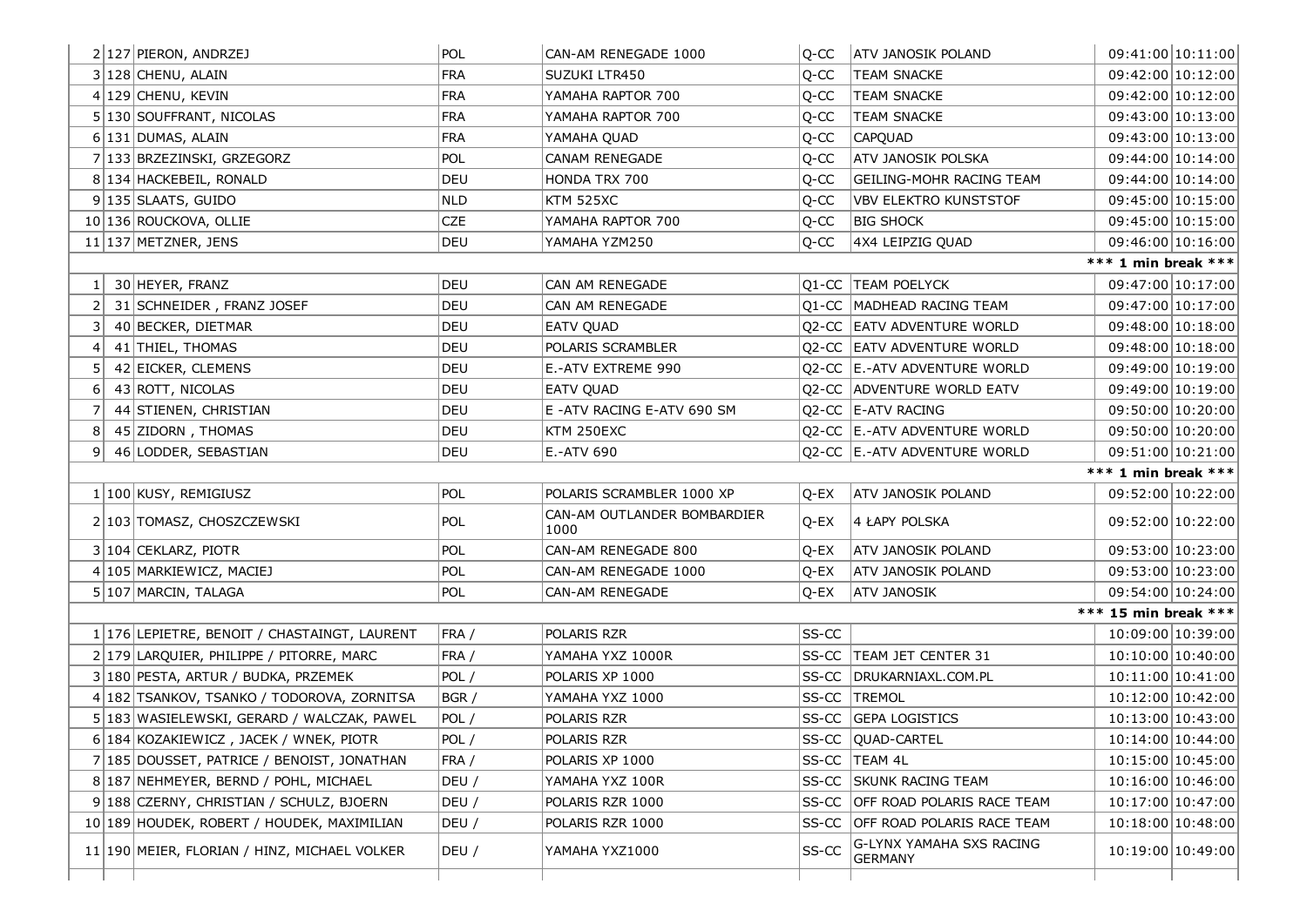| | | | | | | | |
|---|---|---|---|---|---|---|---|
| 2 | 127 | PIERON, ANDRZEJ | POL | CAN-AM RENEGADE 1000 | Q-CC | ATV JANOSIK POLAND | 09:41:00 | 10:11:00 |
| 3 | 128 | CHENU, ALAIN | FRA | SUZUKI LTR450 | Q-CC | TEAM SNACKE | 09:42:00 | 10:12:00 |
| 4 | 129 | CHENU, KEVIN | FRA | YAMAHA RAPTOR 700 | Q-CC | TEAM SNACKE | 09:42:00 | 10:12:00 |
| 5 | 130 | SOUFFRANT, NICOLAS | FRA | YAMAHA RAPTOR 700 | Q-CC | TEAM SNACKE | 09:43:00 | 10:13:00 |
| 6 | 131 | DUMAS, ALAIN | FRA | YAMAHA QUAD | Q-CC | CAPQUAD | 09:43:00 | 10:13:00 |
| 7 | 133 | BRZEZINSKI, GRZEGORZ | POL | CANAM RENEGADE | Q-CC | ATV JANOSIK POLSKA | 09:44:00 | 10:14:00 |
| 8 | 134 | HACKEBEIL, RONALD | DEU | HONDA TRX 700 | Q-CC | GEILING-MOHR RACING TEAM | 09:44:00 | 10:14:00 |
| 9 | 135 | SLAATS, GUIDO | NLD | KTM 525XC | Q-CC | VBV ELEKTRO KUNSTSTOF | 09:45:00 | 10:15:00 |
| 10 | 136 | ROUCKOVA, OLLIE | CZE | YAMAHA RAPTOR 700 | Q-CC | BIG SHOCK | 09:45:00 | 10:15:00 |
| 11 | 137 | METZNER, JENS | DEU | YAMAHA YZM250 | Q-CC | 4X4 LEIPZIG QUAD | 09:46:00 | 10:16:00 |
| | | | | | | | *** 1 min break *** | |
| 1 | 30 | HEYER, FRANZ | DEU | CAN AM RENEGADE | Q1-CC | TEAM POELYCK | 09:47:00 | 10:17:00 |
| 2 | 31 | SCHNEIDER , FRANZ JOSEF | DEU | CAN AM RENEGADE | Q1-CC | MADHEAD RACING TEAM | 09:47:00 | 10:17:00 |
| 3 | 40 | BECKER, DIETMAR | DEU | EATV QUAD | Q2-CC | EATV ADVENTURE WORLD | 09:48:00 | 10:18:00 |
| 4 | 41 | THIEL, THOMAS | DEU | POLARIS SCRAMBLER | Q2-CC | EATV ADVENTURE WORLD | 09:48:00 | 10:18:00 |
| 5 | 42 | EICKER, CLEMENS | DEU | E.-ATV EXTREME 990 | Q2-CC | E.-ATV ADVENTURE WORLD | 09:49:00 | 10:19:00 |
| 6 | 43 | ROTT, NICOLAS | DEU | EATV QUAD | Q2-CC | ADVENTURE WORLD EATV | 09:49:00 | 10:19:00 |
| 7 | 44 | STIENEN, CHRISTIAN | DEU | E -ATV RACING E-ATV 690 SM | Q2-CC | E-ATV RACING | 09:50:00 | 10:20:00 |
| 8 | 45 | ZIDORN , THOMAS | DEU | KTM 250EXC | Q2-CC | E.-ATV ADVENTURE WORLD | 09:50:00 | 10:20:00 |
| 9 | 46 | LODDER, SEBASTIAN | DEU | E.-ATV 690 | Q2-CC | E.-ATV ADVENTURE WORLD | 09:51:00 | 10:21:00 |
| | | | | | | | *** 1 min break *** | |
| 1 | 100 | KUSY, REMIGIUSZ | POL | POLARIS SCRAMBLER 1000 XP | Q-EX | ATV JANOSIK POLAND | 09:52:00 | 10:22:00 |
| 2 | 103 | TOMASZ, CHOSZCZEWSKI | POL | CAN-AM OUTLANDER BOMBARDIER 1000 | Q-EX | 4 ŁAPY POLSKA | 09:52:00 | 10:22:00 |
| 3 | 104 | CEKLARZ, PIOTR | POL | CAN-AM RENEGADE 800 | Q-EX | ATV JANOSIK POLAND | 09:53:00 | 10:23:00 |
| 4 | 105 | MARKIEWICZ, MACIEJ | POL | CAN-AM RENEGADE 1000 | Q-EX | ATV JANOSIK POLAND | 09:53:00 | 10:23:00 |
| 5 | 107 | MARCIN, TALAGA | POL | CAN-AM RENEGADE | Q-EX | ATV JANOSIK | 09:54:00 | 10:24:00 |
| | | | | | | | *** 15 min break *** | |
| 1 | 176 | LEPIETRE, BENOIT / CHASTAINGT, LAURENT | FRA / | POLARIS RZR | SS-CC | | 10:09:00 | 10:39:00 |
| 2 | 179 | LARQUIER, PHILIPPE / PITORRE, MARC | FRA / | YAMAHA YXZ 1000R | SS-CC | TEAM JET CENTER 31 | 10:10:00 | 10:40:00 |
| 3 | 180 | PESTA, ARTUR / BUDKA, PRZEMEK | POL / | POLARIS XP 1000 | SS-CC | DRUKARNIAXL.COM.PL | 10:11:00 | 10:41:00 |
| 4 | 182 | TSANKOV, TSANKO / TODOROVA, ZORNITSA | BGR / | YAMAHA YXZ 1000 | SS-CC | TREMOL | 10:12:00 | 10:42:00 |
| 5 | 183 | WASIELEWSKI, GERARD / WALCZAK, PAWEL | POL / | POLARIS RZR | SS-CC | GEPA LOGISTICS | 10:13:00 | 10:43:00 |
| 6 | 184 | KOZAKIEWICZ , JACEK / WNEK, PIOTR | POL / | POLARIS RZR | SS-CC | QUAD-CARTEL | 10:14:00 | 10:44:00 |
| 7 | 185 | DOUSSET, PATRICE / BENOIST, JONATHAN | FRA / | POLARIS XP 1000 | SS-CC | TEAM 4L | 10:15:00 | 10:45:00 |
| 8 | 187 | NEHMEYER, BERND / POHL, MICHAEL | DEU / | YAMAHA YXZ 100R | SS-CC | SKUNK RACING TEAM | 10:16:00 | 10:46:00 |
| 9 | 188 | CZERNY, CHRISTIAN / SCHULZ, BJOERN | DEU / | POLARIS RZR 1000 | SS-CC | OFF ROAD POLARIS RACE TEAM | 10:17:00 | 10:47:00 |
| 10 | 189 | HOUDEK, ROBERT / HOUDEK, MAXIMILIAN | DEU / | POLARIS RZR 1000 | SS-CC | OFF ROAD POLARIS RACE TEAM | 10:18:00 | 10:48:00 |
| 11 | 190 | MEIER, FLORIAN / HINZ, MICHAEL VOLKER | DEU / | YAMAHA YXZ1000 | SS-CC | G-LYNX YAMAHA SXS RACING GERMANY | 10:19:00 | 10:49:00 |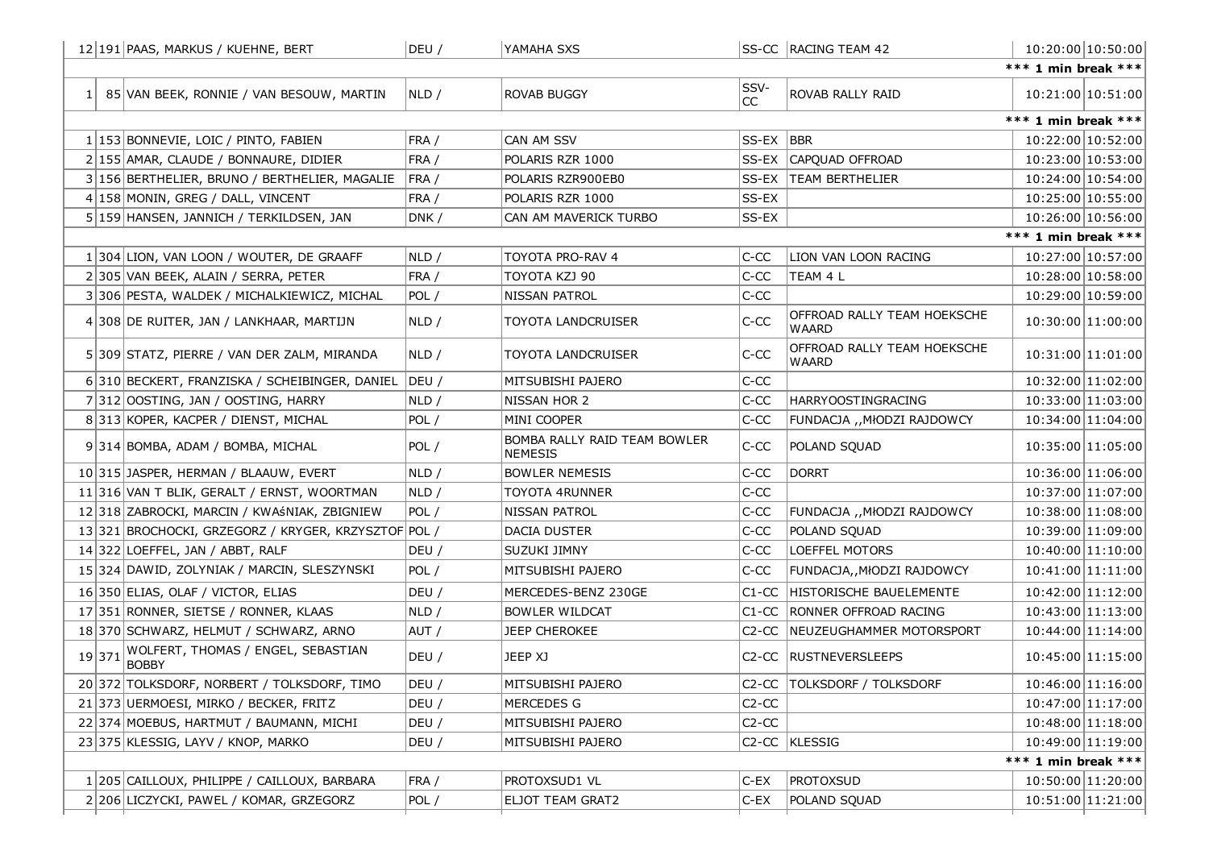| | | | | | | | | |
|---|---|---|---|---|---|---|---|---|
| 12 | 191 | PAAS, MARKUS / KUEHNE, BERT | DEU / | YAMAHA SXS | SS-CC | RACING TEAM 42 | 10:20:00 | 10:50:00 |
| | | | | | | | *** 1 min break *** | |
| 1 | 85 | VAN BEEK, RONNIE / VAN BESOUW, MARTIN | NLD / | ROVAB BUGGY | SSV-CC | ROVAB RALLY RAID | 10:21:00 | 10:51:00 |
| | | | | | | | *** 1 min break *** | |
| 1 | 153 | BONNEVIE, LOIC / PINTO, FABIEN | FRA / | CAN AM SSV | SS-EX | BBR | 10:22:00 | 10:52:00 |
| 2 | 155 | AMAR, CLAUDE / BONNAURE, DIDIER | FRA / | POLARIS RZR 1000 | SS-EX | CAPQUAD OFFROAD | 10:23:00 | 10:53:00 |
| 3 | 156 | BERTHELIER, BRUNO / BERTHELIER, MAGALIE | FRA / | POLARIS RZR900EB0 | SS-EX | TEAM BERTHELIER | 10:24:00 | 10:54:00 |
| 4 | 158 | MONIN, GREG / DALL, VINCENT | FRA / | POLARIS RZR 1000 | SS-EX | | 10:25:00 | 10:55:00 |
| 5 | 159 | HANSEN, JANNICH / TERKILDSEN, JAN | DNK / | CAN AM MAVERICK TURBO | SS-EX | | 10:26:00 | 10:56:00 |
| | | | | | | | *** 1 min break *** | |
| 1 | 304 | LION, VAN LOON / WOUTER, DE GRAAFF | NLD / | TOYOTA PRO-RAV 4 | C-CC | LION VAN LOON RACING | 10:27:00 | 10:57:00 |
| 2 | 305 | VAN BEEK, ALAIN / SERRA, PETER | FRA / | TOYOTA KZJ 90 | C-CC | TEAM 4 L | 10:28:00 | 10:58:00 |
| 3 | 306 | PESTA, WALDEK / MICHALKIEWICZ, MICHAL | POL / | NISSAN PATROL | C-CC | | 10:29:00 | 10:59:00 |
| 4 | 308 | DE RUITER, JAN / LANKHAAR, MARTIJN | NLD / | TOYOTA LANDCRUISER | C-CC | OFFROAD RALLY TEAM HOEKSCHE WAARD | 10:30:00 | 11:00:00 |
| 5 | 309 | STATZ, PIERRE / VAN DER ZALM, MIRANDA | NLD / | TOYOTA LANDCRUISER | C-CC | OFFROAD RALLY TEAM HOEKSCHE WAARD | 10:31:00 | 11:01:00 |
| 6 | 310 | BECKERT, FRANZISKA / SCHEIBINGER, DANIEL | DEU / | MITSUBISHI PAJERO | C-CC | | 10:32:00 | 11:02:00 |
| 7 | 312 | OOSTING, JAN / OOSTING, HARRY | NLD / | NISSAN HOR 2 | C-CC | HARRYOOSTINGRACING | 10:33:00 | 11:03:00 |
| 8 | 313 | KOPER, KACPER / DIENST, MICHAL | POL / | MINI COOPER | C-CC | FUNDACJA ,,MłODZI RAJDOWCY | 10:34:00 | 11:04:00 |
| 9 | 314 | BOMBA, ADAM / BOMBA, MICHAL | POL / | BOMBA RALLY RAID TEAM BOWLER NEMESIS | C-CC | POLAND SQUAD | 10:35:00 | 11:05:00 |
| 10 | 315 | JASPER, HERMAN / BLAAUW, EVERT | NLD / | BOWLER NEMESIS | C-CC | DORRT | 10:36:00 | 11:06:00 |
| 11 | 316 | VAN T BLIK, GERALT / ERNST, WOORTMAN | NLD / | TOYOTA 4RUNNER | C-CC | | 10:37:00 | 11:07:00 |
| 12 | 318 | ZABROCKI, MARCIN / KWAśNIAK, ZBIGNIEW | POL / | NISSAN PATROL | C-CC | FUNDACJA ,,MłODZI RAJDOWCY | 10:38:00 | 11:08:00 |
| 13 | 321 | BROCHOCKI, GRZEGORZ / KRYGER, KRZYSZTOF | POL / | DACIA DUSTER | C-CC | POLAND SQUAD | 10:39:00 | 11:09:00 |
| 14 | 322 | LOEFFEL, JAN / ABBT, RALF | DEU / | SUZUKI JIMNY | C-CC | LOEFFEL MOTORS | 10:40:00 | 11:10:00 |
| 15 | 324 | DAWID, ZOLYNIAK / MARCIN, SLESZYNSKI | POL / | MITSUBISHI PAJERO | C-CC | FUNDACJA,,MłODZI RAJDOWCY | 10:41:00 | 11:11:00 |
| 16 | 350 | ELIAS, OLAF / VICTOR, ELIAS | DEU / | MERCEDES-BENZ 230GE | C1-CC | HISTORISCHE BAUELEMENTE | 10:42:00 | 11:12:00 |
| 17 | 351 | RONNER, SIETSE / RONNER, KLAAS | NLD / | BOWLER WILDCAT | C1-CC | RONNER OFFROAD RACING | 10:43:00 | 11:13:00 |
| 18 | 370 | SCHWARZ, HELMUT / SCHWARZ, ARNO | AUT / | JEEP CHEROKEE | C2-CC | NEUZEUGHAMMER MOTORSPORT | 10:44:00 | 11:14:00 |
| 19 | 371 | WOLFERT, THOMAS / ENGEL, SEBASTIAN BOBBY | DEU / | JEEP XJ | C2-CC | RUSTNEVERSLEEPS | 10:45:00 | 11:15:00 |
| 20 | 372 | TOLKSDORF, NORBERT / TOLKSDORF, TIMO | DEU / | MITSUBISHI PAJERO | C2-CC | TOLKSDORF / TOLKSDORF | 10:46:00 | 11:16:00 |
| 21 | 373 | UERMOESI, MIRKO / BECKER, FRITZ | DEU / | MERCEDES G | C2-CC | | 10:47:00 | 11:17:00 |
| 22 | 374 | MOEBUS, HARTMUT / BAUMANN, MICHI | DEU / | MITSUBISHI PAJERO | C2-CC | | 10:48:00 | 11:18:00 |
| 23 | 375 | KLESSIG, LAYV / KNOP, MARKO | DEU / | MITSUBISHI PAJERO | C2-CC | KLESSIG | 10:49:00 | 11:19:00 |
| | | | | | | | *** 1 min break *** | |
| 1 | 205 | CAILLOUX, PHILIPPE / CAILLOUX, BARBARA | FRA / | PROTOXSUD1 VL | C-EX | PROTOXSUD | 10:50:00 | 11:20:00 |
| 2 | 206 | LICZYCKI, PAWEL / KOMAR, GRZEGORZ | POL / | ELJOT TEAM GRAT2 | C-EX | POLAND SQUAD | 10:51:00 | 11:21:00 |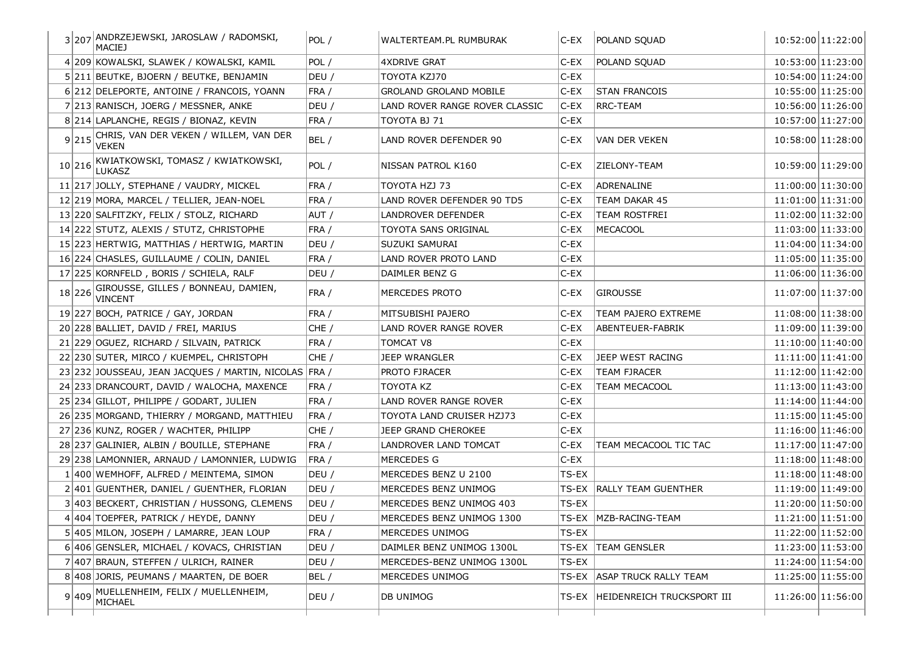| | | | | | | | | |
|---|---|---|---|---|---|---|---|---|
| 3 | 207 | ANDRZEJEWSKI, JAROSLAW / RADOMSKI, MACIEJ | POL / | WALTERTEAM.PL RUMBURAK | C-EX | POLAND SQUAD | 10:52:00 | 11:22:00 |
| 4 | 209 | KOWALSKI, SLAWEK / KOWALSKI, KAMIL | POL / | 4XDRIVE GRAT | C-EX | POLAND SQUAD | 10:53:00 | 11:23:00 |
| 5 | 211 | BEUTKE, BJOERN / BEUTKE, BENJAMIN | DEU / | TOYOTA KZJ70 | C-EX | | 10:54:00 | 11:24:00 |
| 6 | 212 | DELEPORTE, ANTOINE / FRANCOIS, YOANN | FRA / | GROLAND GROLAND MOBILE | C-EX | STAN FRANCOIS | 10:55:00 | 11:25:00 |
| 7 | 213 | RANISCH, JOERG / MESSNER, ANKE | DEU / | LAND ROVER RANGE ROVER CLASSIC | C-EX | RRC-TEAM | 10:56:00 | 11:26:00 |
| 8 | 214 | LAPLANCHE, REGIS / BIONAZ, KEVIN | FRA / | TOYOTA BJ 71 | C-EX | | 10:57:00 | 11:27:00 |
| 9 | 215 | CHRIS, VAN DER VEKEN / WILLEM, VAN DER VEKEN | BEL / | LAND ROVER DEFENDER 90 | C-EX | VAN DER VEKEN | 10:58:00 | 11:28:00 |
| 10 | 216 | KWIATKOWSKI, TOMASZ / KWIATKOWSKI, LUKASZ | POL / | NISSAN PATROL K160 | C-EX | ZIELONY-TEAM | 10:59:00 | 11:29:00 |
| 11 | 217 | JOLLY, STEPHANE / VAUDRY, MICKEL | FRA / | TOYOTA HZJ 73 | C-EX | ADRENALINE | 11:00:00 | 11:30:00 |
| 12 | 219 | MORA, MARCEL / TELLIER, JEAN-NOEL | FRA / | LAND ROVER DEFENDER 90 TD5 | C-EX | TEAM DAKAR 45 | 11:01:00 | 11:31:00 |
| 13 | 220 | SALFITZKY, FELIX / STOLZ, RICHARD | AUT / | LANDROVER DEFENDER | C-EX | TEAM ROSTFREI | 11:02:00 | 11:32:00 |
| 14 | 222 | STUTZ, ALEXIS / STUTZ, CHRISTOPHE | FRA / | TOYOTA SANS ORIGINAL | C-EX | MECACOOL | 11:03:00 | 11:33:00 |
| 15 | 223 | HERTWIG, MATTHIAS / HERTWIG, MARTIN | DEU / | SUZUKI SAMURAI | C-EX | | 11:04:00 | 11:34:00 |
| 16 | 224 | CHASLES, GUILLAUME / COLIN, DANIEL | FRA / | LAND ROVER PROTO LAND | C-EX | | 11:05:00 | 11:35:00 |
| 17 | 225 | KORNFELD , BORIS / SCHIELA, RALF | DEU / | DAIMLER BENZ G | C-EX | | 11:06:00 | 11:36:00 |
| 18 | 226 | GIROUSSE, GILLES / BONNEAU, DAMIEN, VINCENT | FRA / | MERCEDES PROTO | C-EX | GIROUSSE | 11:07:00 | 11:37:00 |
| 19 | 227 | BOCH, PATRICE / GAY, JORDAN | FRA / | MITSUBISHI PAJERO | C-EX | TEAM PAJERO EXTREME | 11:08:00 | 11:38:00 |
| 20 | 228 | BALLIET, DAVID / FREI, MARIUS | CHE / | LAND ROVER RANGE ROVER | C-EX | ABENTEUER-FABRIK | 11:09:00 | 11:39:00 |
| 21 | 229 | OGUEZ, RICHARD / SILVAIN, PATRICK | FRA / | TOMCAT V8 | C-EX | | 11:10:00 | 11:40:00 |
| 22 | 230 | SUTER, MIRCO / KUEMPEL, CHRISTOPH | CHE / | JEEP WRANGLER | C-EX | JEEP WEST RACING | 11:11:00 | 11:41:00 |
| 23 | 232 | JOUSSEAU, JEAN JACQUES / MARTIN, NICOLAS | FRA / | PROTO FJRACER | C-EX | TEAM FJRACER | 11:12:00 | 11:42:00 |
| 24 | 233 | DRANCOURT, DAVID / WALOCHA, MAXENCE | FRA / | TOYOTA KZ | C-EX | TEAM MECACOOL | 11:13:00 | 11:43:00 |
| 25 | 234 | GILLOT, PHILIPPE / GODART, JULIEN | FRA / | LAND ROVER RANGE ROVER | C-EX | | 11:14:00 | 11:44:00 |
| 26 | 235 | MORGAND, THIERRY / MORGAND, MATTHIEU | FRA / | TOYOTA LAND CRUISER HZJ73 | C-EX | | 11:15:00 | 11:45:00 |
| 27 | 236 | KUNZ, ROGER / WACHTER, PHILIPP | CHE / | JEEP GRAND CHEROKEE | C-EX | | 11:16:00 | 11:46:00 |
| 28 | 237 | GALINIER, ALBIN / BOUILLE, STEPHANE | FRA / | LANDROVER LAND TOMCAT | C-EX | TEAM MECACOOL TIC TAC | 11:17:00 | 11:47:00 |
| 29 | 238 | LAMONNIER, ARNAUD / LAMONNIER, LUDWIG | FRA / | MERCEDES G | C-EX | | 11:18:00 | 11:48:00 |
| 1 | 400 | WEMHOFF, ALFRED / MEINTEMA, SIMON | DEU / | MERCEDES BENZ U 2100 | TS-EX | | 11:18:00 | 11:48:00 |
| 2 | 401 | GUENTHER, DANIEL / GUENTHER, FLORIAN | DEU / | MERCEDES BENZ UNIMOG | TS-EX | RALLY TEAM GUENTHER | 11:19:00 | 11:49:00 |
| 3 | 403 | BECKERT, CHRISTIAN / HUSSONG, CLEMENS | DEU / | MERCEDES BENZ UNIMOG 403 | TS-EX | | 11:20:00 | 11:50:00 |
| 4 | 404 | TOEPFER, PATRICK / HEYDE, DANNY | DEU / | MERCEDES BENZ UNIMOG 1300 | TS-EX | MZB-RACING-TEAM | 11:21:00 | 11:51:00 |
| 5 | 405 | MILON, JOSEPH / LAMARRE, JEAN LOUP | FRA / | MERCEDES UNIMOG | TS-EX | | 11:22:00 | 11:52:00 |
| 6 | 406 | GENSLER, MICHAEL / KOVACS, CHRISTIAN | DEU / | DAIMLER BENZ UNIMOG 1300L | TS-EX | TEAM GENSLER | 11:23:00 | 11:53:00 |
| 7 | 407 | BRAUN, STEFFEN / ULRICH, RAINER | DEU / | MERCEDES-BENZ UNIMOG 1300L | TS-EX | | 11:24:00 | 11:54:00 |
| 8 | 408 | JORIS, PEUMANS / MAARTEN, DE BOER | BEL / | MERCEDES UNIMOG | TS-EX | ASAP TRUCK RALLY TEAM | 11:25:00 | 11:55:00 |
| 9 | 409 | MUELLENHEIM, FELIX / MUELLENHEIM, MICHAEL | DEU / | DB UNIMOG | TS-EX | HEIDENREICH TRUCKSPORT III | 11:26:00 | 11:56:00 |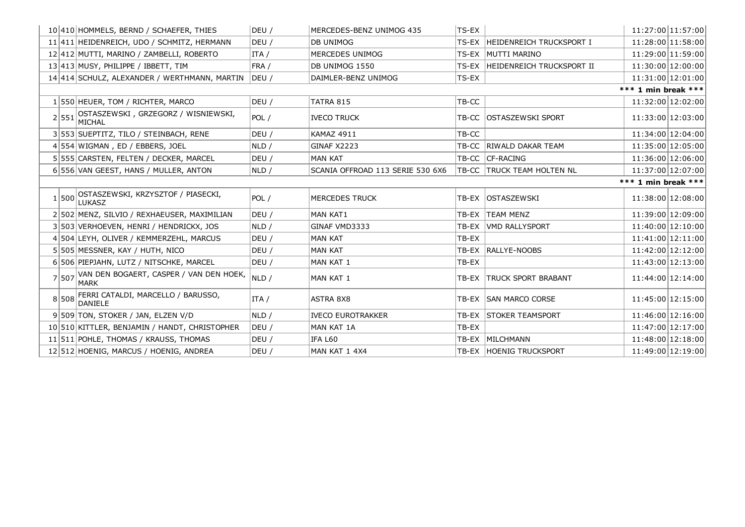| | | | | | | | | |
|---|---|---|---|---|---|---|---|---|
| 10 | 410 | HOMMELS, BERND / SCHAEFER, THIES | DEU / | MERCEDES-BENZ UNIMOG 435 | TS-EX | | 11:27:00 | 11:57:00 |
| 11 | 411 | HEIDENREICH, UDO / SCHMITZ, HERMANN | DEU / | DB UNIMOG | TS-EX | HEIDENREICH TRUCKSPORT I | 11:28:00 | 11:58:00 |
| 12 | 412 | MUTTI, MARINO / ZAMBELLI, ROBERTO | ITA / | MERCEDES UNIMOG | TS-EX | MUTTI MARINO | 11:29:00 | 11:59:00 |
| 13 | 413 | MUSY, PHILIPPE / IBBETT, TIM | FRA / | DB UNIMOG 1550 | TS-EX | HEIDENREICH TRUCKSPORT II | 11:30:00 | 12:00:00 |
| 14 | 414 | SCHULZ, ALEXANDER / WERTHMANN, MARTIN | DEU / | DAIMLER-BENZ UNIMOG | TS-EX | | 11:31:00 | 12:01:00 |
| | | | | | | | *** 1 min break *** | |
| 1 | 550 | HEUER, TOM / RICHTER, MARCO | DEU / | TATRA 815 | TB-CC | | 11:32:00 | 12:02:00 |
| 2 | 551 | OSTASZEWSKI , GRZEGORZ / WISNIEWSKI, MICHAL | POL / | IVECO TRUCK | TB-CC | OSTASZEWSKI SPORT | 11:33:00 | 12:03:00 |
| 3 | 553 | SUEPTITZ, TILO / STEINBACH, RENE | DEU / | KAMAZ 4911 | TB-CC | | 11:34:00 | 12:04:00 |
| 4 | 554 | WIGMAN , ED / EBBERS, JOEL | NLD / | GINAF X2223 | TB-CC | RIWALD DAKAR TEAM | 11:35:00 | 12:05:00 |
| 5 | 555 | CARSTEN, FELTEN / DECKER, MARCEL | DEU / | MAN KAT | TB-CC | CF-RACING | 11:36:00 | 12:06:00 |
| 6 | 556 | VAN GEEST, HANS / MULLER, ANTON | NLD / | SCANIA OFFROAD 113 SERIE 530 6X6 | TB-CC | TRUCK TEAM HOLTEN NL | 11:37:00 | 12:07:00 |
| | | | | | | | *** 1 min break *** | |
| 1 | 500 | OSTASZEWSKI, KRZYSZTOF / PIASECKI, LUKASZ | POL / | MERCEDES TRUCK | TB-EX | OSTASZEWSKI | 11:38:00 | 12:08:00 |
| 2 | 502 | MENZ, SILVIO / REXHAEUSER, MAXIMILIAN | DEU / | MAN KAT1 | TB-EX | TEAM MENZ | 11:39:00 | 12:09:00 |
| 3 | 503 | VERHOEVEN, HENRI / HENDRICKX, JOS | NLD / | GINAF VMD3333 | TB-EX | VMD RALLYSPORT | 11:40:00 | 12:10:00 |
| 4 | 504 | LEYH, OLIVER / KEMMERZEHL, MARCUS | DEU / | MAN KAT | TB-EX | | 11:41:00 | 12:11:00 |
| 5 | 505 | MESSNER, KAY / HUTH, NICO | DEU / | MAN KAT | TB-EX | RALLYE-NOOBS | 11:42:00 | 12:12:00 |
| 6 | 506 | PIEPJAHN, LUTZ / NITSCHKE, MARCEL | DEU / | MAN KAT 1 | TB-EX | | 11:43:00 | 12:13:00 |
| 7 | 507 | VAN DEN BOGAERT, CASPER / VAN DEN HOEK, MARK | NLD / | MAN KAT 1 | TB-EX | TRUCK SPORT BRABANT | 11:44:00 | 12:14:00 |
| 8 | 508 | FERRI CATALDI, MARCELLO / BARUSSO, DANIELE | ITA / | ASTRA 8X8 | TB-EX | SAN MARCO CORSE | 11:45:00 | 12:15:00 |
| 9 | 509 | TON, STOKER / JAN, ELZEN V/D | NLD / | IVECO EUROTRAKKER | TB-EX | STOKER TEAMSPORT | 11:46:00 | 12:16:00 |
| 10 | 510 | KITTLER, BENJAMIN / HANDT, CHRISTOPHER | DEU / | MAN KAT 1A | TB-EX | | 11:47:00 | 12:17:00 |
| 11 | 511 | POHLE, THOMAS / KRAUSS, THOMAS | DEU / | IFA L60 | TB-EX | MILCHMANN | 11:48:00 | 12:18:00 |
| 12 | 512 | HOENIG, MARCUS / HOENIG, ANDREA | DEU / | MAN KAT 1 4X4 | TB-EX | HOENIG TRUCKSPORT | 11:49:00 | 12:19:00 |